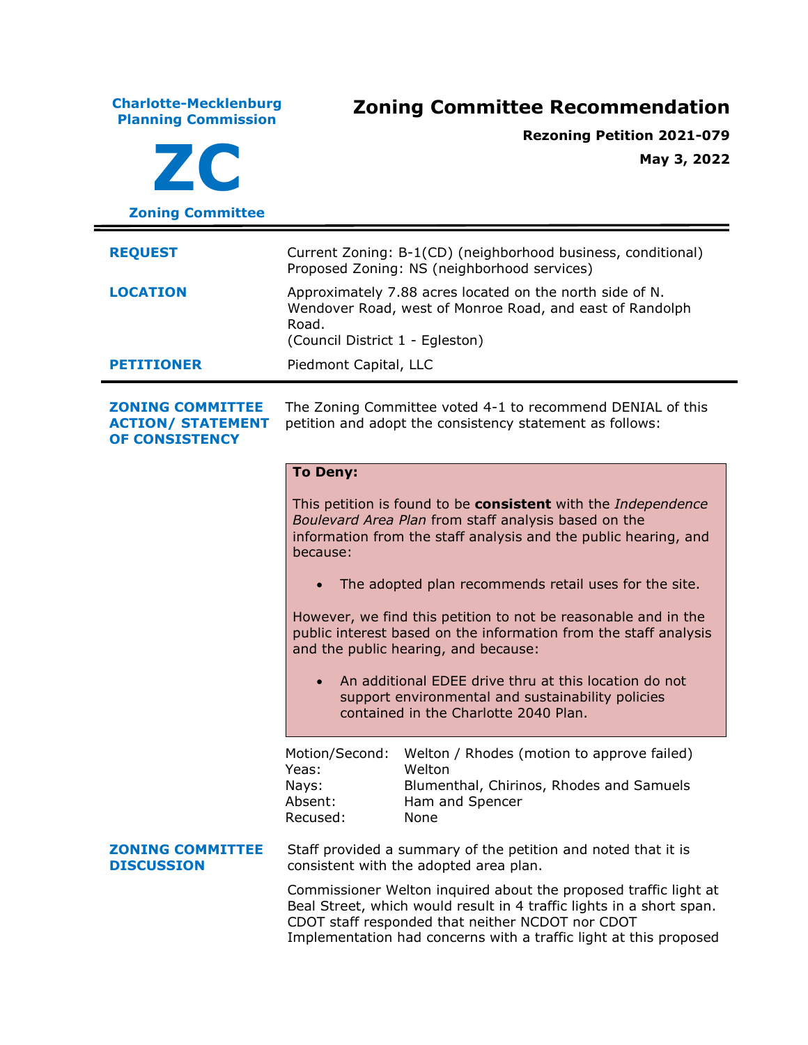**Charlotte-Mecklenburg Planning Commission**

**ZC**

**Zoning Committee**

# Zoning Committee Recommendation

**Rezoning Petition 2021-079**

**May 3, 2022**

| | |
|---|---|
| **REQUEST** | Current Zoning: B-1(CD) (neighborhood business, conditional)<br>Proposed Zoning: NS (neighborhood services) |
| **LOCATION** | Approximately 7.88 acres located on the north side of N. Wendover Road, west of Monroe Road, and east of Randolph Road.<br>(Council District 1 - Egleston) |
| **PETITIONER** | Piedmont Capital, LLC |

**ZONING COMMITTEE ACTION/ STATEMENT OF CONSISTENCY**

The Zoning Committee voted 4-1 to recommend DENIAL of this petition and adopt the consistency statement as follows:

**To Deny:**

This petition is found to be **consistent** with the *Independence Boulevard Area Plan* from staff analysis based on the information from the staff analysis and the public hearing, and because:

- The adopted plan recommends retail uses for the site.

However, we find this petition to not be reasonable and in the public interest based on the information from the staff analysis and the public hearing, and because:

- An additional EDEE drive thru at this location do not support environmental and sustainability policies contained in the Charlotte 2040 Plan.

| | |
|---|---|
| Motion/Second: | Welton / Rhodes (motion to approve failed) |
| Yeas: | Welton |
| Nays: | Blumenthal, Chirinos, Rhodes and Samuels |
| Absent: | Ham and Spencer |
| Recused: | None |

**ZONING COMMITTEE DISCUSSION**

Staff provided a summary of the petition and noted that it is consistent with the adopted area plan.

Commissioner Welton inquired about the proposed traffic light at Beal Street, which would result in 4 traffic lights in a short span. CDOT staff responded that neither NCDOT nor CDOT Implementation had concerns with a traffic light at this proposed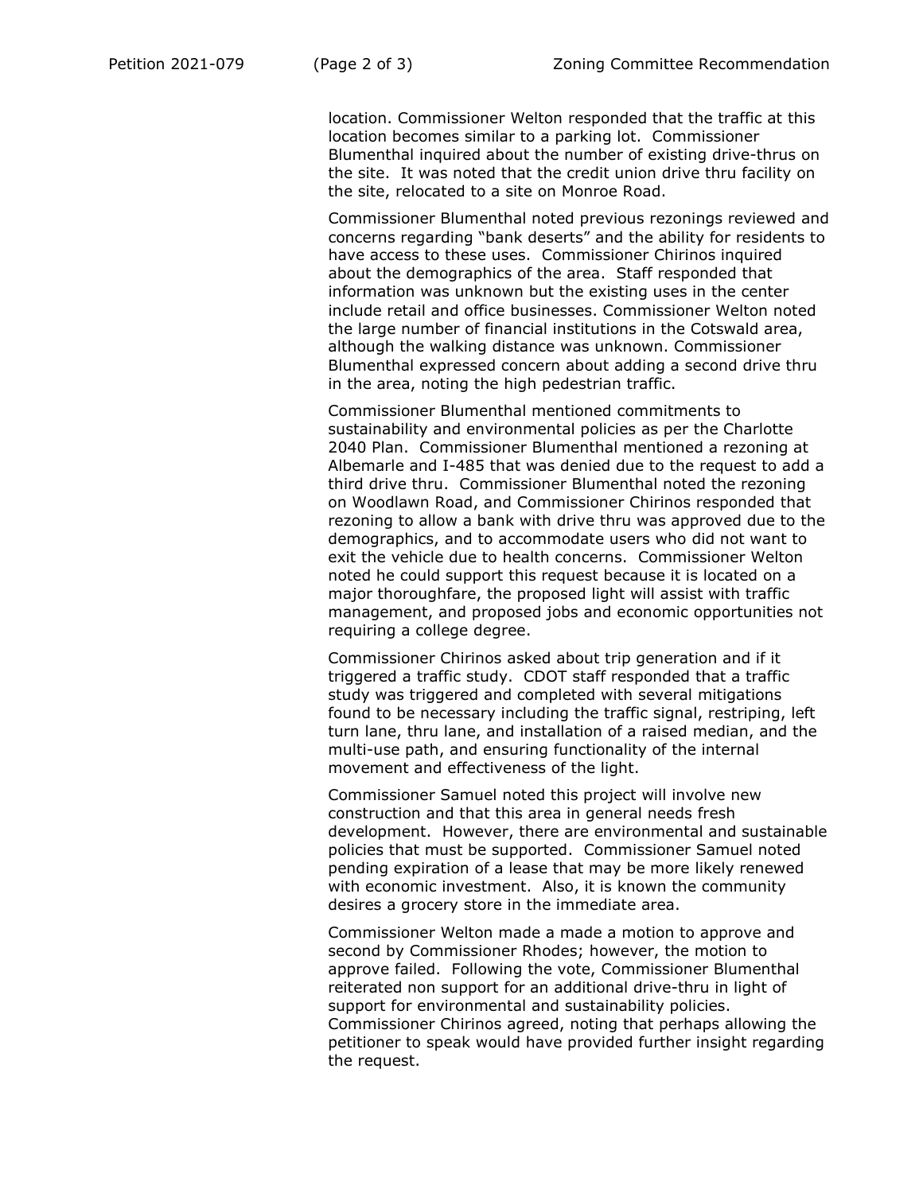location. Commissioner Welton responded that the traffic at this location becomes similar to a parking lot. Commissioner Blumenthal inquired about the number of existing drive-thrus on the site. It was noted that the credit union drive thru facility on the site, relocated to a site on Monroe Road.

Commissioner Blumenthal noted previous rezonings reviewed and concerns regarding "bank deserts" and the ability for residents to have access to these uses. Commissioner Chirinos inquired about the demographics of the area. Staff responded that information was unknown but the existing uses in the center include retail and office businesses. Commissioner Welton noted the large number of financial institutions in the Cotswald area, although the walking distance was unknown. Commissioner Blumenthal expressed concern about adding a second drive thru in the area, noting the high pedestrian traffic.

Commissioner Blumenthal mentioned commitments to sustainability and environmental policies as per the Charlotte 2040 Plan. Commissioner Blumenthal mentioned a rezoning at Albemarle and I-485 that was denied due to the request to add a third drive thru. Commissioner Blumenthal noted the rezoning on Woodlawn Road, and Commissioner Chirinos responded that rezoning to allow a bank with drive thru was approved due to the demographics, and to accommodate users who did not want to exit the vehicle due to health concerns. Commissioner Welton noted he could support this request because it is located on a major thoroughfare, the proposed light will assist with traffic management, and proposed jobs and economic opportunities not requiring a college degree.

Commissioner Chirinos asked about trip generation and if it triggered a traffic study. CDOT staff responded that a traffic study was triggered and completed with several mitigations found to be necessary including the traffic signal, restriping, left turn lane, thru lane, and installation of a raised median, and the multi-use path, and ensuring functionality of the internal movement and effectiveness of the light.

Commissioner Samuel noted this project will involve new construction and that this area in general needs fresh development. However, there are environmental and sustainable policies that must be supported. Commissioner Samuel noted pending expiration of a lease that may be more likely renewed with economic investment. Also, it is known the community desires a grocery store in the immediate area.

Commissioner Welton made a made a motion to approve and second by Commissioner Rhodes; however, the motion to approve failed. Following the vote, Commissioner Blumenthal reiterated non support for an additional drive-thru in light of support for environmental and sustainability policies. Commissioner Chirinos agreed, noting that perhaps allowing the petitioner to speak would have provided further insight regarding the request.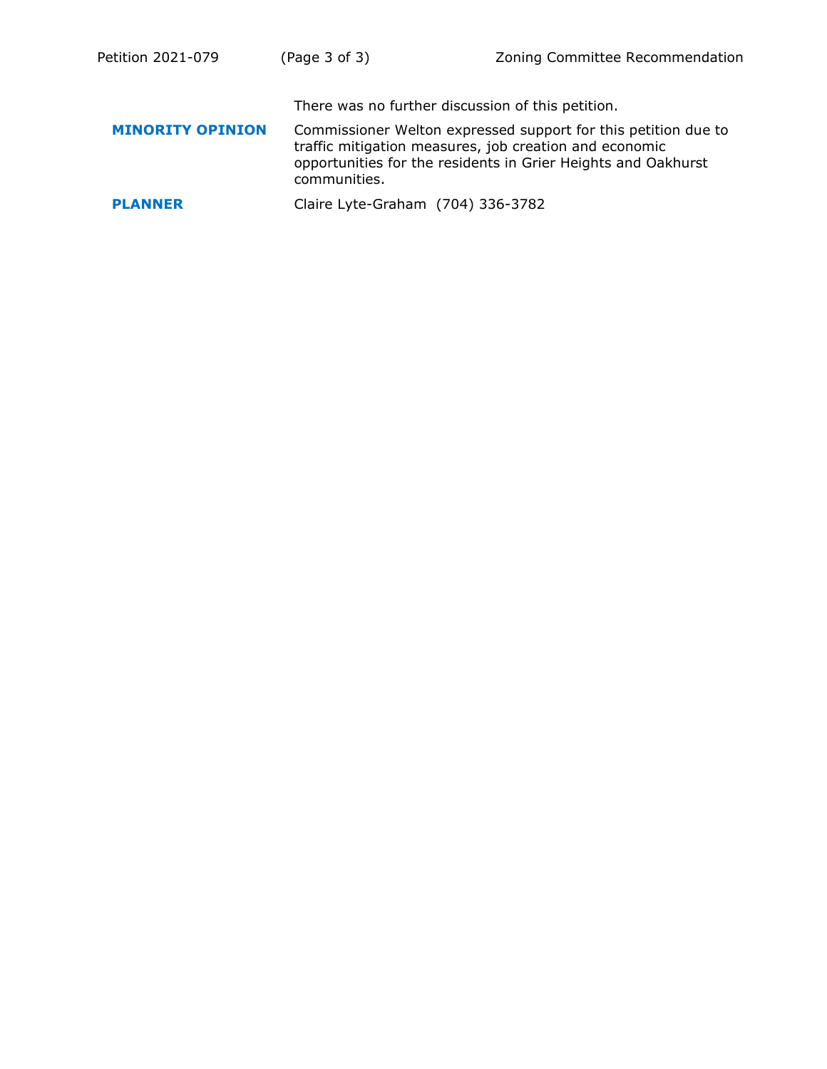There was no further discussion of this petition.

**MINORITY OPINION**

Commissioner Welton expressed support for this petition due to traffic mitigation measures, job creation and economic opportunities for the residents in Grier Heights and Oakhurst communities.

**PLANNER**

Claire Lyte-Graham (704) 336-3782